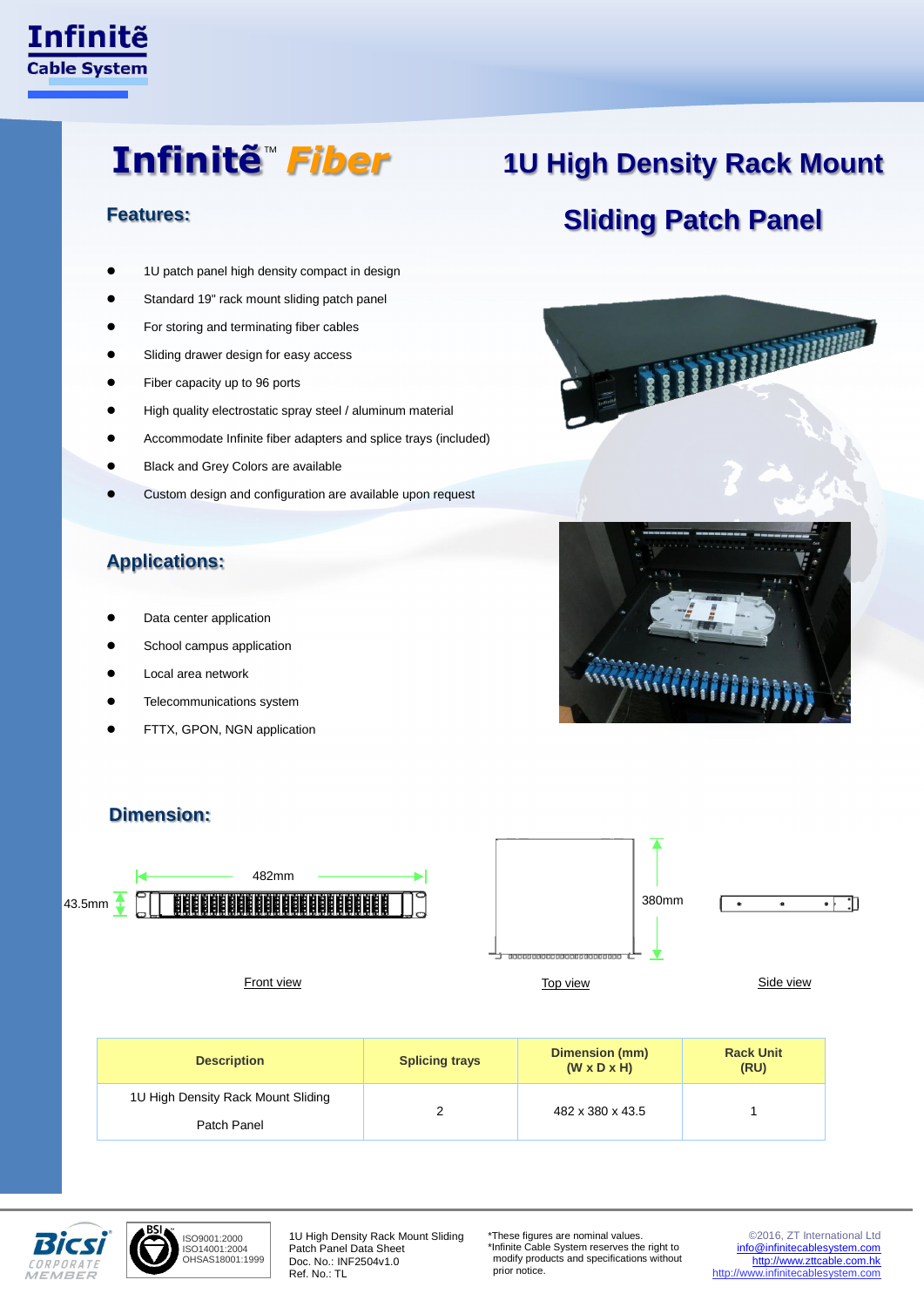Infinitẽ Cable System

# Infinitẽ™ Fiber

# 1U High Density Rack Mount Sliding Patch Panel

## Features:

- 1U patch panel high density compact in design
- Standard 19" rack mount sliding patch panel
- For storing and terminating fiber cables
- Sliding drawer design for easy access
- Fiber capacity up to 96 ports
- High quality electrostatic spray steel / aluminum material
- Accommodate Infinite fiber adapters and splice trays (included)
- Black and Grey Colors are available
- Custom design and configuration are available upon request

## Applications:

- Data center application
- School campus application
- Local area network
- Telecommunications system
- FTTX, GPON, NGN application

## Dimension:

482mm

43.5mm

380mm

Front view

Top view

Side view

| Description | Splicing trays | Dimension (mm) (W x D x H) | Rack Unit (RU) |
|---|---|---|---|
| 1U High Density Rack Mount Sliding Patch Panel | 2 | 482 x 380 x 43.5 | 1 |

Bicsi CORPORATE MEMBER

BSI ISO9001:2000 ISO14001:2004 OHSAS18001:1999

1U High Density Rack Mount Sliding Patch Panel Data Sheet
Doc. No.: INF2504v1.0
Ref. No.: TL

*These figures are nominal values.
*Infinite Cable System reserves the right to modify products and specifications without prior notice.

©2016, ZT International Ltd
info@infinitecablesystem.com
http://www.zttcable.com.hk
http://www.infinitecablesystem.com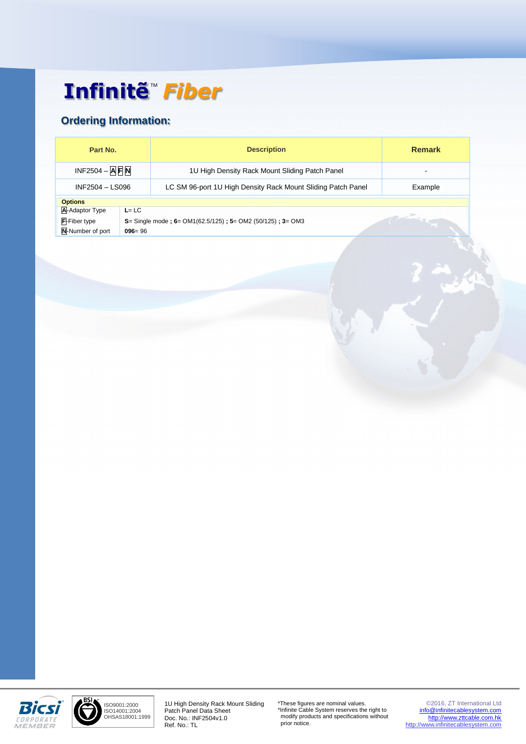# Infinitē™ Fiber

## Ordering Information:

| Part No. | Description | Remark |
|---|---|---|
| INF2504 – A F N | 1U High Density Rack Mount Sliding Patch Panel | - |
| INF2504 – LS096 | LC SM 96-port 1U High Density Rack Mount Sliding Patch Panel | Example |

| **Options** | |
|---|---|
| A-Adaptor Type | **L**= LC |
| F-Fiber type | **S**= Single mode **;** **6**= OM1(62.5/125) **;** **5**= OM2 (50/125) **;** **3**= OM3 |
| N-Number of port | **096**= 96 |

ISO9001:2000
ISO14001:2004
OHSAS18001:1999

1U High Density Rack Mount Sliding Patch Panel Data Sheet
Doc. No.: INF2504v1.0
Ref. No.: TL

*These figures are nominal values.
*Infinite Cable System reserves the right to modify products and specifications without prior notice.

©2016, ZT International Ltd
info@infinitecablesystem.com
http://www.zttcable.com.hk
http://www.infinitecablesystem.com